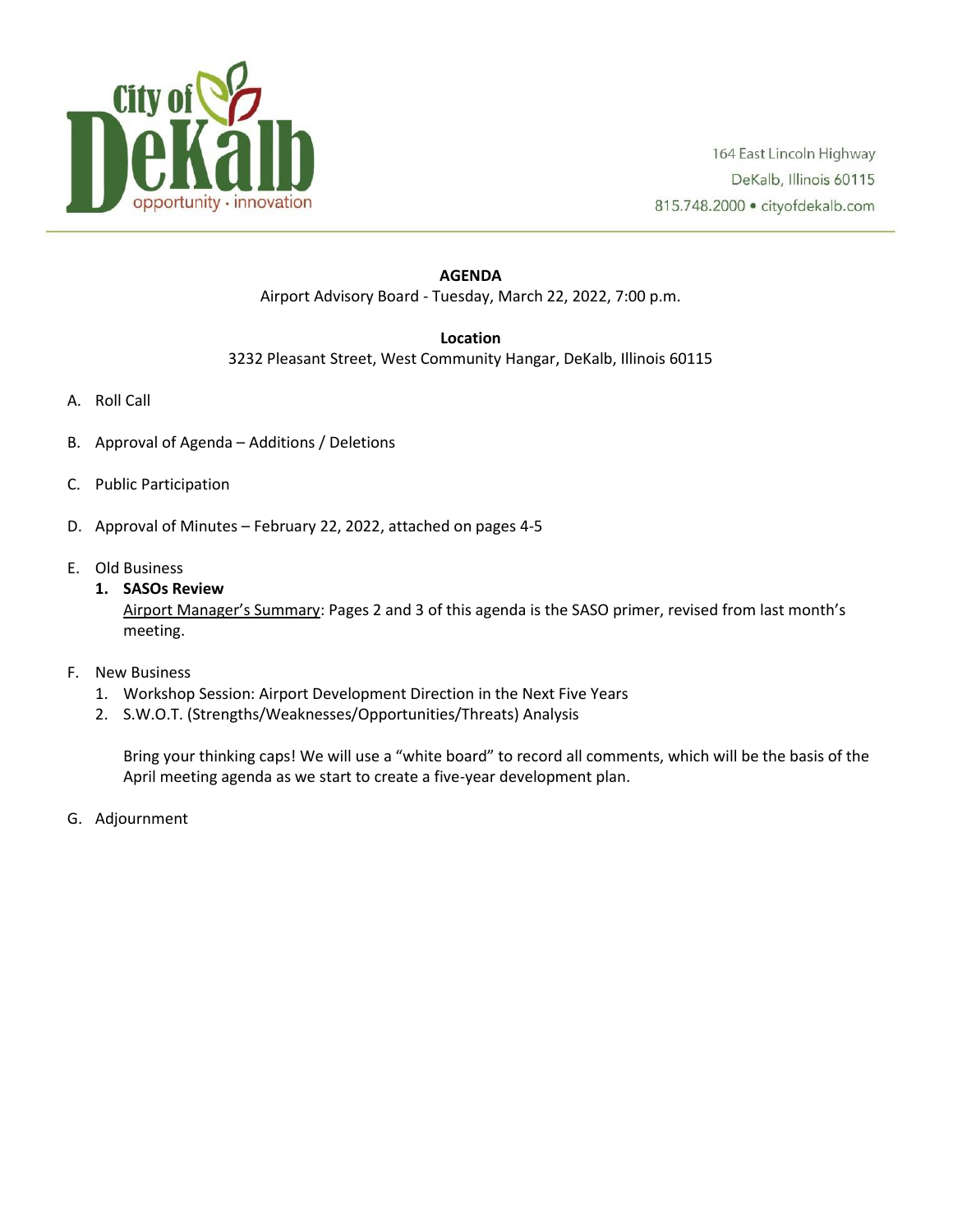City of DeKalb
opportunity · innovation

164 East Lincoln Highway
DeKalb, Illinois 60115
815.748.2000 • cityofdekalb.com

**AGENDA**

Airport Advisory Board - Tuesday, March 22, 2022, 7:00 p.m.

**Location**

3232 Pleasant Street, West Community Hangar, DeKalb, Illinois 60115

A. Roll Call

B. Approval of Agenda – Additions / Deletions

C. Public Participation

D. Approval of Minutes – February 22, 2022, attached on pages 4-5

E. Old Business

   **1. SASOs Review**

   Airport Manager's Summary: Pages 2 and 3 of this agenda is the SASO primer, revised from last month's meeting.

F. New Business

   1. Workshop Session: Airport Development Direction in the Next Five Years
   2. S.W.O.T. (Strengths/Weaknesses/Opportunities/Threats) Analysis

   Bring your thinking caps! We will use a "white board" to record all comments, which will be the basis of the April meeting agenda as we start to create a five-year development plan.

G. Adjournment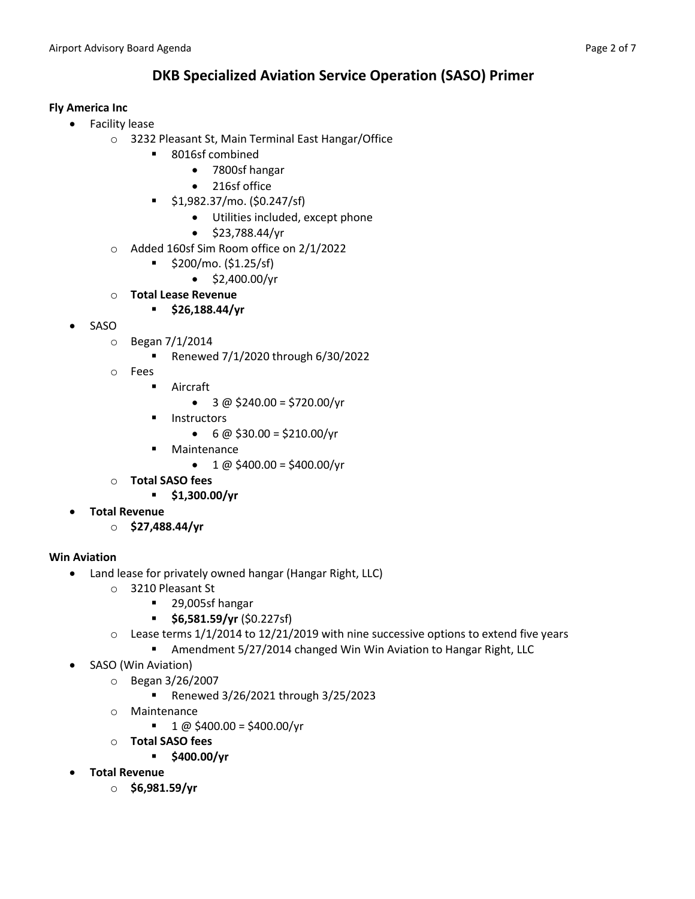# DKB Specialized Aviation Service Operation (SASO) Primer

**Fly America Inc**

- Facility lease
    - 3232 Pleasant St, Main Terminal East Hangar/Office
        - 8016sf combined
            - 7800sf hangar
            - 216sf office
        - $1,982.37/mo. ($0.247/sf)
            - Utilities included, except phone
            - $23,788.44/yr
    - Added 160sf Sim Room office on 2/1/2022
        - $200/mo. ($1.25/sf)
            - $2,400.00/yr
    - **Total Lease Revenue**
        - **$26,188.44/yr**
- SASO
    - Began 7/1/2014
        - Renewed 7/1/2020 through 6/30/2022
    - Fees
        - Aircraft
            - 3 @ $240.00 = $720.00/yr
        - Instructors
            - 6 @ $30.00 = $210.00/yr
        - Maintenance
            - 1 @ $400.00 = $400.00/yr
    - **Total SASO fees**
        - **$1,300.00/yr**
- **Total Revenue**
    - **$27,488.44/yr**

**Win Aviation**

- Land lease for privately owned hangar (Hangar Right, LLC)
    - 3210 Pleasant St
        - 29,005sf hangar
        - **$6,581.59/yr** ($0.227sf)
    - Lease terms 1/1/2014 to 12/21/2019 with nine successive options to extend five years
        - Amendment 5/27/2014 changed Win Win Aviation to Hangar Right, LLC
- SASO (Win Aviation)
    - Began 3/26/2007
        - Renewed 3/26/2021 through 3/25/2023
    - Maintenance
        - 1 @ $400.00 = $400.00/yr
    - **Total SASO fees**
        - **$400.00/yr**
- **Total Revenue**
    - **$6,981.59/yr**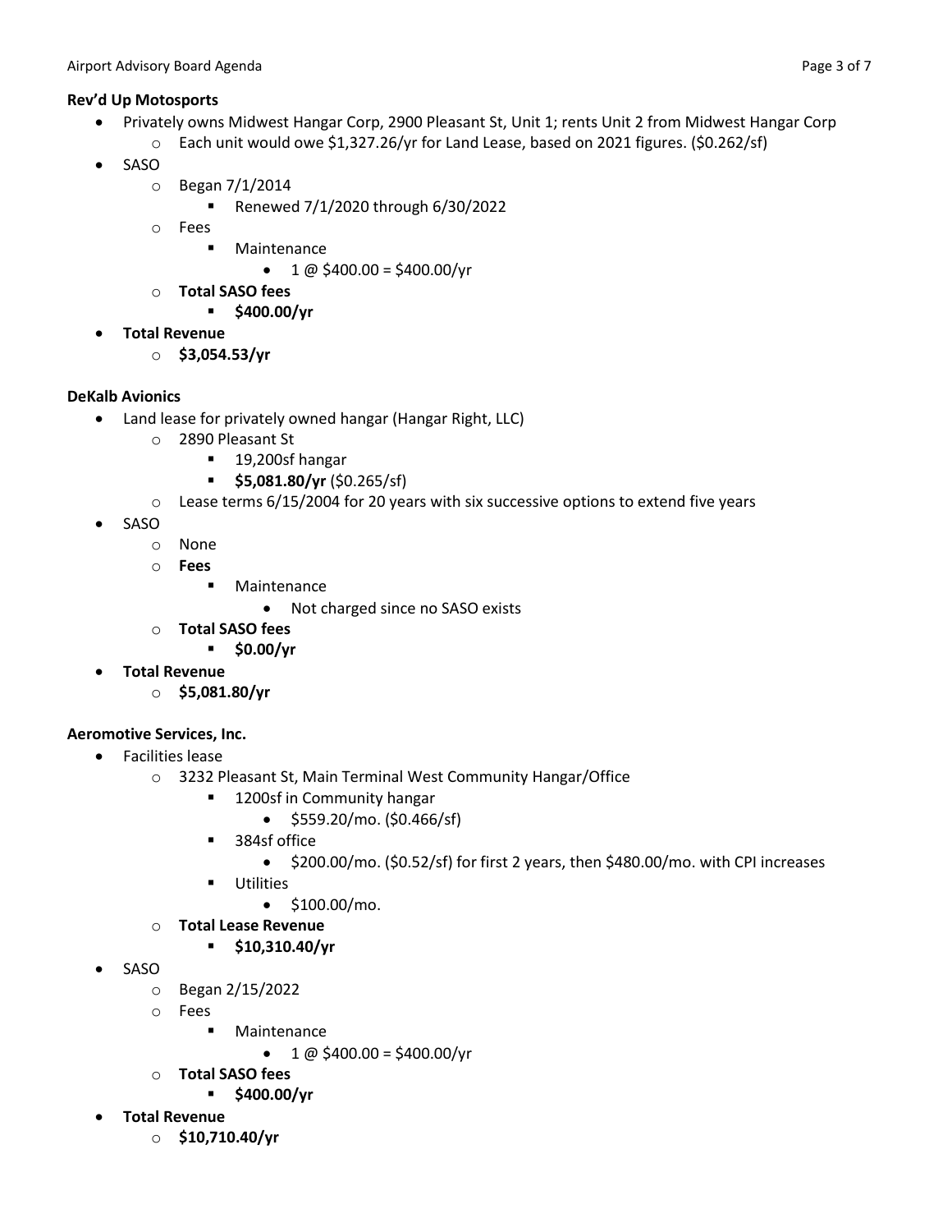**Rev'd Up Motosports**

- Privately owns Midwest Hangar Corp, 2900 Pleasant St, Unit 1; rents Unit 2 from Midwest Hangar Corp
  - Each unit would owe $1,327.26/yr for Land Lease, based on 2021 figures. ($0.262/sf)
- SASO
  - Began 7/1/2014
    - Renewed 7/1/2020 through 6/30/2022
  - Fees
    - Maintenance
      - 1 @ $400.00 = $400.00/yr
  - **Total SASO fees**
    - **$400.00/yr**
- **Total Revenue**
  - **$3,054.53/yr**

**DeKalb Avionics**

- Land lease for privately owned hangar (Hangar Right, LLC)
  - 2890 Pleasant St
    - 19,200sf hangar
    - **$5,081.80/yr** ($0.265/sf)
  - Lease terms 6/15/2004 for 20 years with six successive options to extend five years
- SASO
  - None
  - **Fees**
    - Maintenance
      - Not charged since no SASO exists
  - **Total SASO fees**
    - **$0.00/yr**
- **Total Revenue**
  - **$5,081.80/yr**

**Aeromotive Services, Inc.**

- Facilities lease
  - 3232 Pleasant St, Main Terminal West Community Hangar/Office
    - 1200sf in Community hangar
      - $559.20/mo. ($0.466/sf)
    - 384sf office
      - $200.00/mo. ($0.52/sf) for first 2 years, then $480.00/mo. with CPI increases
    - Utilities
      - $100.00/mo.
  - **Total Lease Revenue**
    - **$10,310.40/yr**
- SASO
  - Began 2/15/2022
  - Fees
    - Maintenance
      - 1 @ $400.00 = $400.00/yr
  - **Total SASO fees**
    - **$400.00/yr**
- **Total Revenue**
  - **$10,710.40/yr**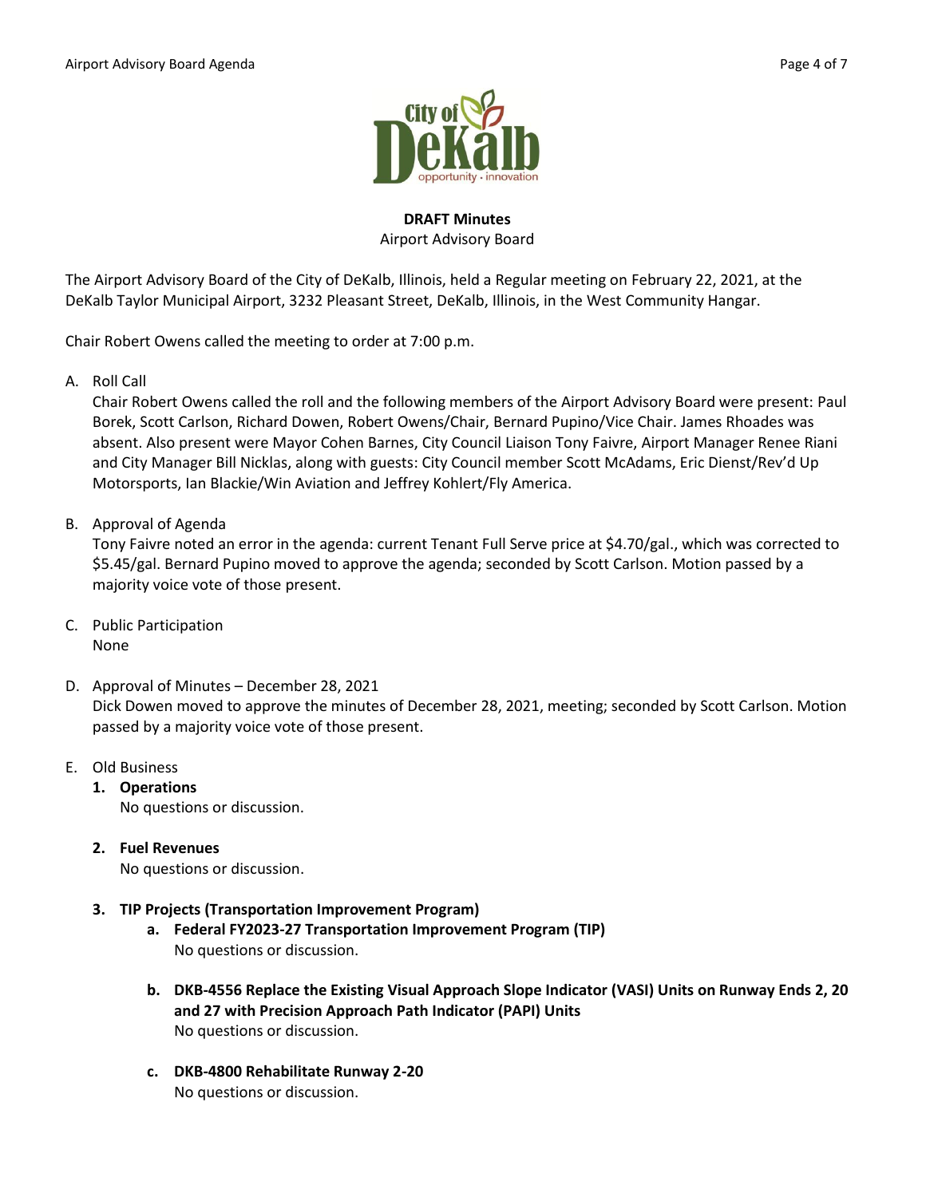**DRAFT Minutes**
Airport Advisory Board

The Airport Advisory Board of the City of DeKalb, Illinois, held a Regular meeting on February 22, 2021, at the DeKalb Taylor Municipal Airport, 3232 Pleasant Street, DeKalb, Illinois, in the West Community Hangar.

Chair Robert Owens called the meeting to order at 7:00 p.m.

A. Roll Call
   Chair Robert Owens called the roll and the following members of the Airport Advisory Board were present: Paul Borek, Scott Carlson, Richard Dowen, Robert Owens/Chair, Bernard Pupino/Vice Chair. James Rhoades was absent. Also present were Mayor Cohen Barnes, City Council Liaison Tony Faivre, Airport Manager Renee Riani and City Manager Bill Nicklas, along with guests: City Council member Scott McAdams, Eric Dienst/Rev'd Up Motorsports, Ian Blackie/Win Aviation and Jeffrey Kohlert/Fly America.

B. Approval of Agenda
   Tony Faivre noted an error in the agenda: current Tenant Full Serve price at $4.70/gal., which was corrected to $5.45/gal. Bernard Pupino moved to approve the agenda; seconded by Scott Carlson. Motion passed by a majority voice vote of those present.

C. Public Participation
   None

D. Approval of Minutes – December 28, 2021
   Dick Dowen moved to approve the minutes of December 28, 2021, meeting; seconded by Scott Carlson. Motion passed by a majority voice vote of those present.

E. Old Business
   1. **Operations**
      No questions or discussion.

   2. **Fuel Revenues**
      No questions or discussion.

   3. **TIP Projects (Transportation Improvement Program)**
      a. **Federal FY2023-27 Transportation Improvement Program (TIP)**
         No questions or discussion.

      b. **DKB-4556 Replace the Existing Visual Approach Slope Indicator (VASI) Units on Runway Ends 2, 20 and 27 with Precision Approach Path Indicator (PAPI) Units**
         No questions or discussion.

      c. **DKB-4800 Rehabilitate Runway 2-20**
         No questions or discussion.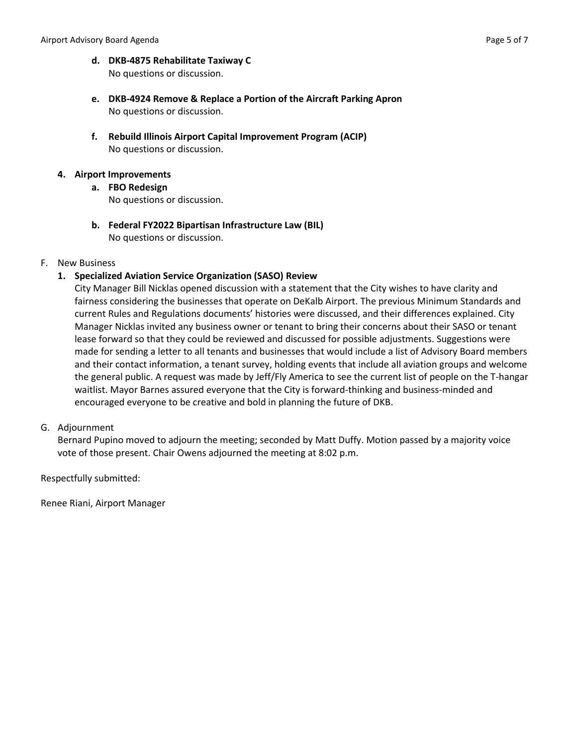**d. DKB-4875 Rehabilitate Taxiway C**
No questions or discussion.

**e. DKB-4924 Remove & Replace a Portion of the Aircraft Parking Apron**
No questions or discussion.

**f. Rebuild Illinois Airport Capital Improvement Program (ACIP)**
No questions or discussion.

**4. Airport Improvements**

**a. FBO Redesign**
No questions or discussion.

**b. Federal FY2022 Bipartisan Infrastructure Law (BIL)**
No questions or discussion.

F. New Business

**1. Specialized Aviation Service Organization (SASO) Review**

City Manager Bill Nicklas opened discussion with a statement that the City wishes to have clarity and fairness considering the businesses that operate on DeKalb Airport. The previous Minimum Standards and current Rules and Regulations documents' histories were discussed, and their differences explained. City Manager Nicklas invited any business owner or tenant to bring their concerns about their SASO or tenant lease forward so that they could be reviewed and discussed for possible adjustments. Suggestions were made for sending a letter to all tenants and businesses that would include a list of Advisory Board members and their contact information, a tenant survey, holding events that include all aviation groups and welcome the general public. A request was made by Jeff/Fly America to see the current list of people on the T-hangar waitlist. Mayor Barnes assured everyone that the City is forward-thinking and business-minded and encouraged everyone to be creative and bold in planning the future of DKB.

G. Adjournment

Bernard Pupino moved to adjourn the meeting; seconded by Matt Duffy. Motion passed by a majority voice vote of those present. Chair Owens adjourned the meeting at 8:02 p.m.

Respectfully submitted:

Renee Riani, Airport Manager